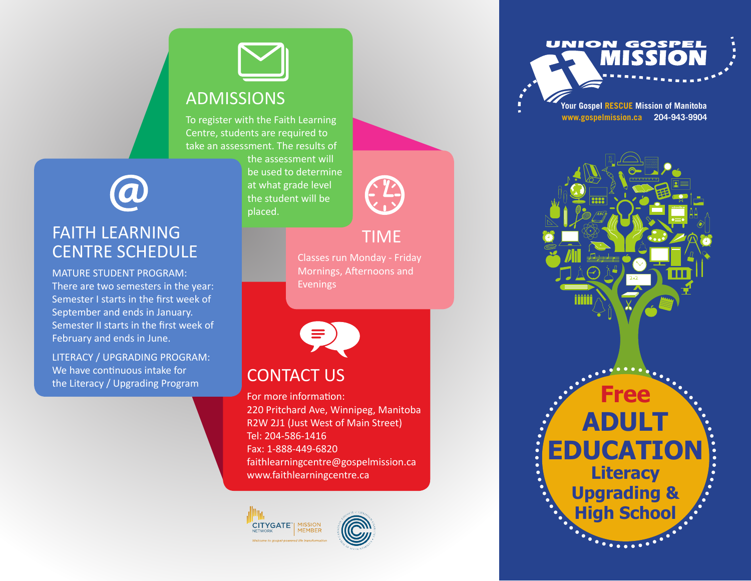## ADMISSIONS

To register with the Faith Learning Centre, students are required to take an assessment. The results of the assessment will be used to determine at what grade level the student will be placed.

## FAITH LEARNING CENTRE SCHEDULE

MATURE STUDENT PROGRAM:
There are two semesters in the year: Semester I starts in the first week of September and ends in January. Semester II starts in the first week of February and ends in June.

LITERACY / UPGRADING PROGRAM:
We have continuous intake for the Literacy / Upgrading Program

## TIME

Classes run Monday - Friday Mornings, Afternoons and Evenings

## CONTACT US

For more information:
220 Pritchard Ave, Winnipeg, Manitoba
R2W 2J1 (Just West of Main Street)
Tel: 204-586-1416
Fax: 1-888-449-6820
faithlearningcentre@gospelmission.ca
www.faithlearningcentre.ca

CITYGATE NETWORK | MISSION MEMBER
Welcome to gospel-powered life transformation

# UNION GOSPEL MISSION

Your Gospel **RESCUE** Mission of Manitoba
www.gospelmission.ca 204-943-9904

# Free ADULT EDUCATION

## Literacy Upgrading & High School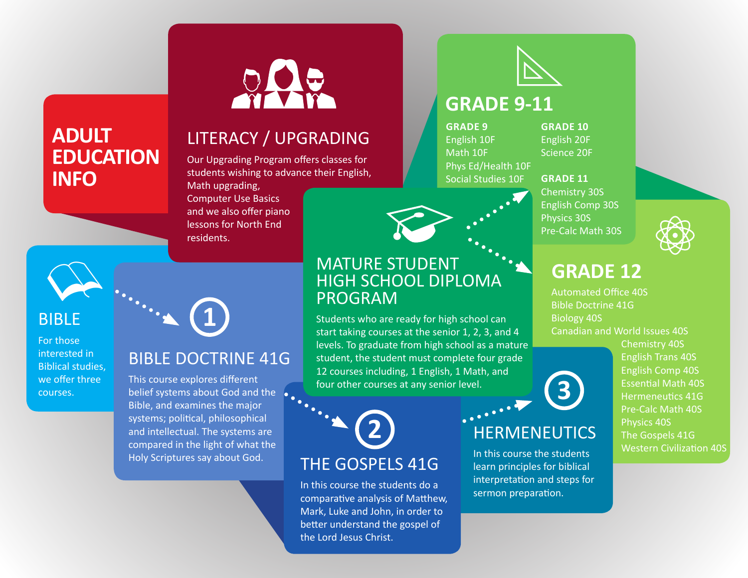# ADULT EDUCATION INFO

## LITERACY / UPGRADING

Our Upgrading Program offers classes for students wishing to advance their English, Math upgrading, Computer Use Basics and we also offer piano lessons for North End residents.

## BIBLE

For those interested in Biblical studies, we offer three courses.

### 1 BIBLE DOCTRINE 41G

This course explores different belief systems about God and the Bible, and examines the major systems; political, philosophical and intellectual. The systems are compared in the light of what the Holy Scriptures say about God.

### 2 THE GOSPELS 41G

In this course the students do a comparative analysis of Matthew, Mark, Luke and John, in order to better understand the gospel of the Lord Jesus Christ.

### 3 HERMENEUTICS

In this course the students learn principles for biblical interpretation and steps for sermon preparation.

## MATURE STUDENT HIGH SCHOOL DIPLOMA PROGRAM

Students who are ready for high school can start taking courses at the senior 1, 2, 3, and 4 levels. To graduate from high school as a mature student, the student must complete four grade 12 courses including, 1 English, 1 Math, and four other courses at any senior level.

## GRADE 9-11

**GRADE 9**
- English 10F
- Math 10F
- Phys Ed/Health 10F
- Social Studies 10F

**GRADE 10**
- English 20F
- Science 20F

**GRADE 11**
- Chemistry 30S
- English Comp 30S
- Physics 30S
- Pre-Calc Math 30S

## GRADE 12

- Automated Office 40S
- Bible Doctrine 41G
- Biology 40S
- Canadian and World Issues 40S
- Chemistry 40S
- English Trans 40S
- English Comp 40S
- Essential Math 40S
- Hermeneutics 41G
- Pre-Calc Math 40S
- Physics 40S
- The Gospels 41G
- Western Civilization 40S